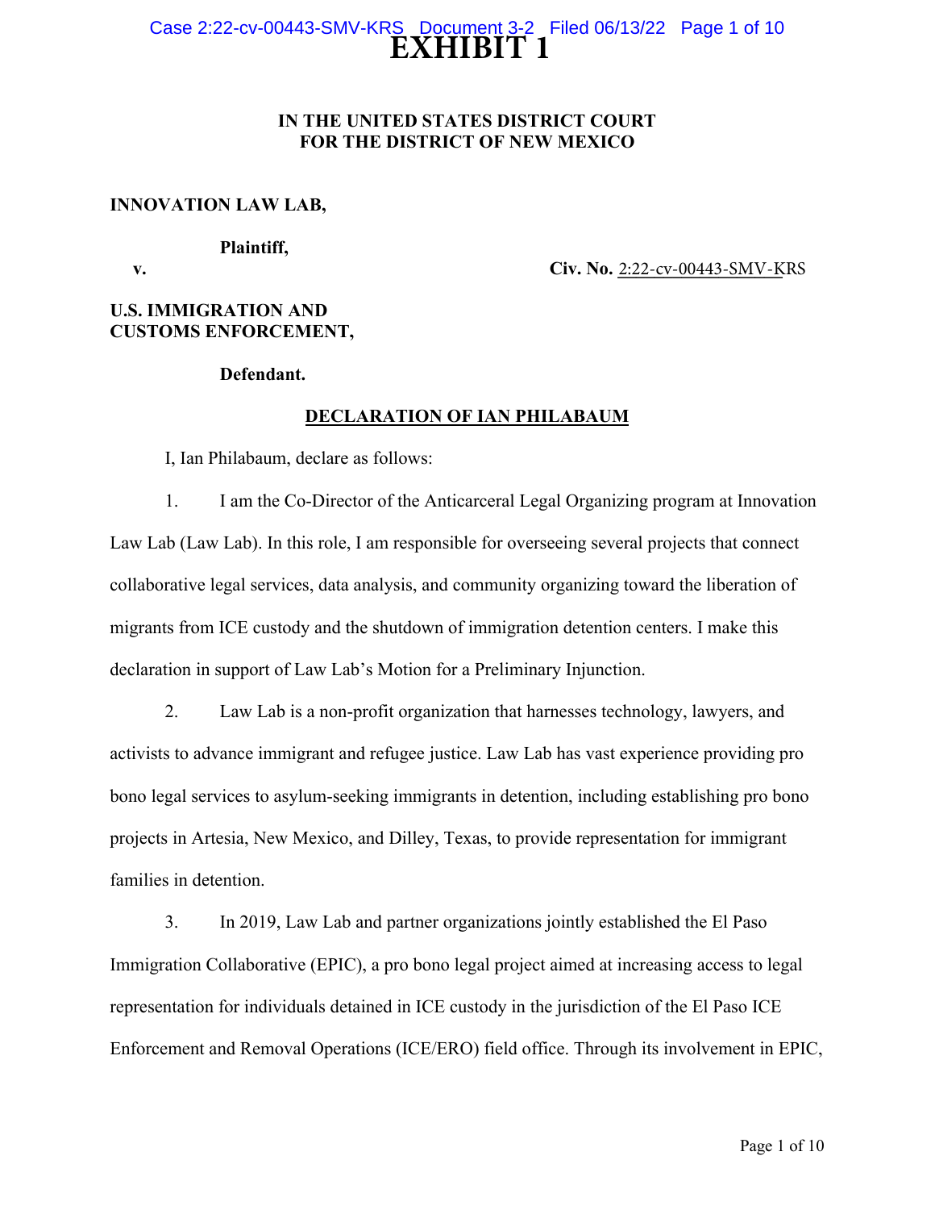# EXHIBIT 1

**IN THE UNITED STATES DISTRICT COURT**
**FOR THE DISTRICT OF NEW MEXICO**

**INNOVATION LAW LAB,**

**Plaintiff,**

**v.** **Civ. No.** 2:22-cv-00443-SMV-KRS

**U.S. IMMIGRATION AND CUSTOMS ENFORCEMENT,**

**Defendant.**

## DECLARATION OF IAN PHILABAUM

I, Ian Philabaum, declare as follows:

1. I am the Co-Director of the Anticarceral Legal Organizing program at Innovation Law Lab (Law Lab). In this role, I am responsible for overseeing several projects that connect collaborative legal services, data analysis, and community organizing toward the liberation of migrants from ICE custody and the shutdown of immigration detention centers. I make this declaration in support of Law Lab's Motion for a Preliminary Injunction.

2. Law Lab is a non-profit organization that harnesses technology, lawyers, and activists to advance immigrant and refugee justice. Law Lab has vast experience providing pro bono legal services to asylum-seeking immigrants in detention, including establishing pro bono projects in Artesia, New Mexico, and Dilley, Texas, to provide representation for immigrant families in detention.

3. In 2019, Law Lab and partner organizations jointly established the El Paso Immigration Collaborative (EPIC), a pro bono legal project aimed at increasing access to legal representation for individuals detained in ICE custody in the jurisdiction of the El Paso ICE Enforcement and Removal Operations (ICE/ERO) field office. Through its involvement in EPIC,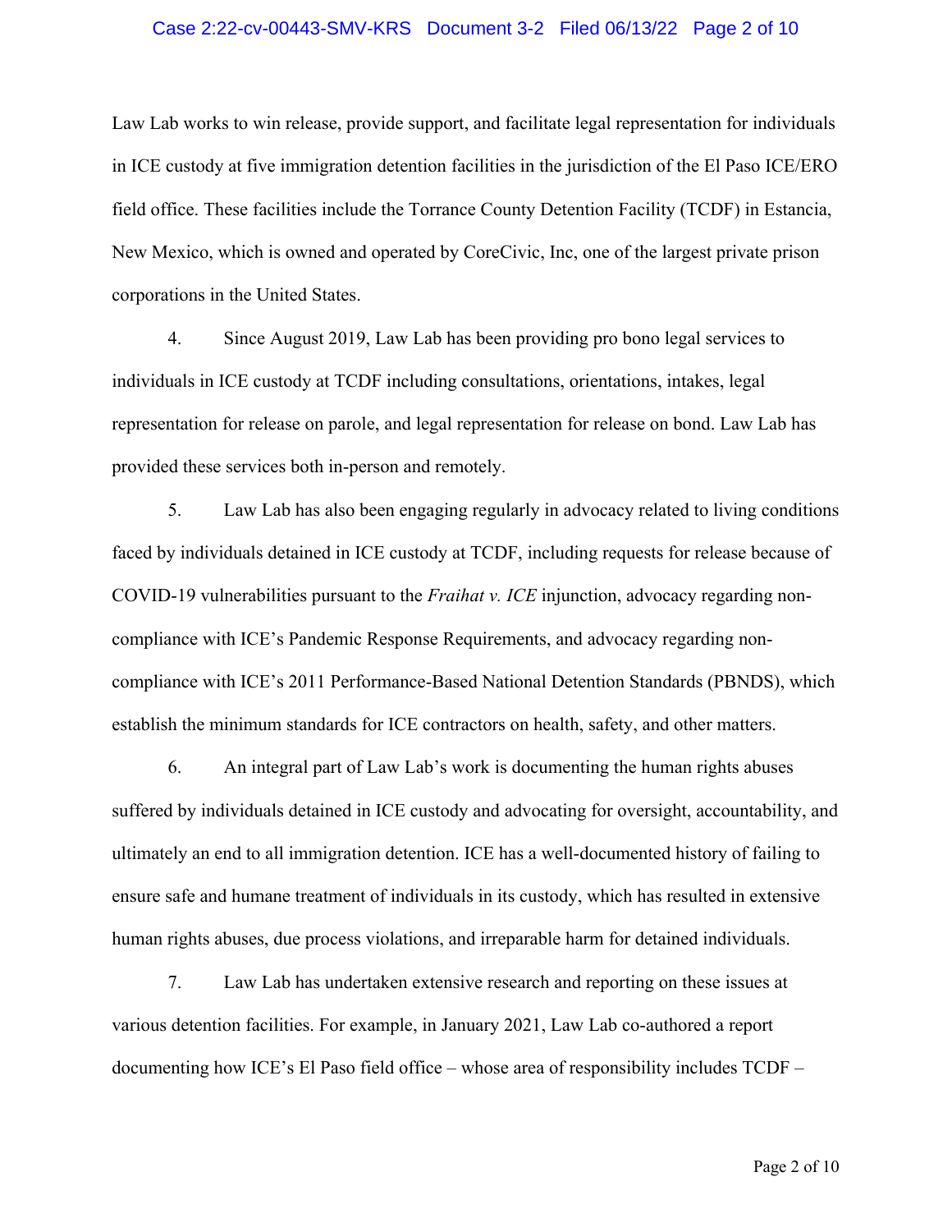Law Lab works to win release, provide support, and facilitate legal representation for individuals in ICE custody at five immigration detention facilities in the jurisdiction of the El Paso ICE/ERO field office. These facilities include the Torrance County Detention Facility (TCDF) in Estancia, New Mexico, which is owned and operated by CoreCivic, Inc, one of the largest private prison corporations in the United States.

4. Since August 2019, Law Lab has been providing pro bono legal services to individuals in ICE custody at TCDF including consultations, orientations, intakes, legal representation for release on parole, and legal representation for release on bond. Law Lab has provided these services both in-person and remotely.

5. Law Lab has also been engaging regularly in advocacy related to living conditions faced by individuals detained in ICE custody at TCDF, including requests for release because of COVID-19 vulnerabilities pursuant to the *Fraihat v. ICE* injunction, advocacy regarding non-compliance with ICE's Pandemic Response Requirements, and advocacy regarding non-compliance with ICE's 2011 Performance-Based National Detention Standards (PBNDS), which establish the minimum standards for ICE contractors on health, safety, and other matters.

6. An integral part of Law Lab's work is documenting the human rights abuses suffered by individuals detained in ICE custody and advocating for oversight, accountability, and ultimately an end to all immigration detention. ICE has a well-documented history of failing to ensure safe and humane treatment of individuals in its custody, which has resulted in extensive human rights abuses, due process violations, and irreparable harm for detained individuals.

7. Law Lab has undertaken extensive research and reporting on these issues at various detention facilities. For example, in January 2021, Law Lab co-authored a report documenting how ICE's El Paso field office – whose area of responsibility includes TCDF –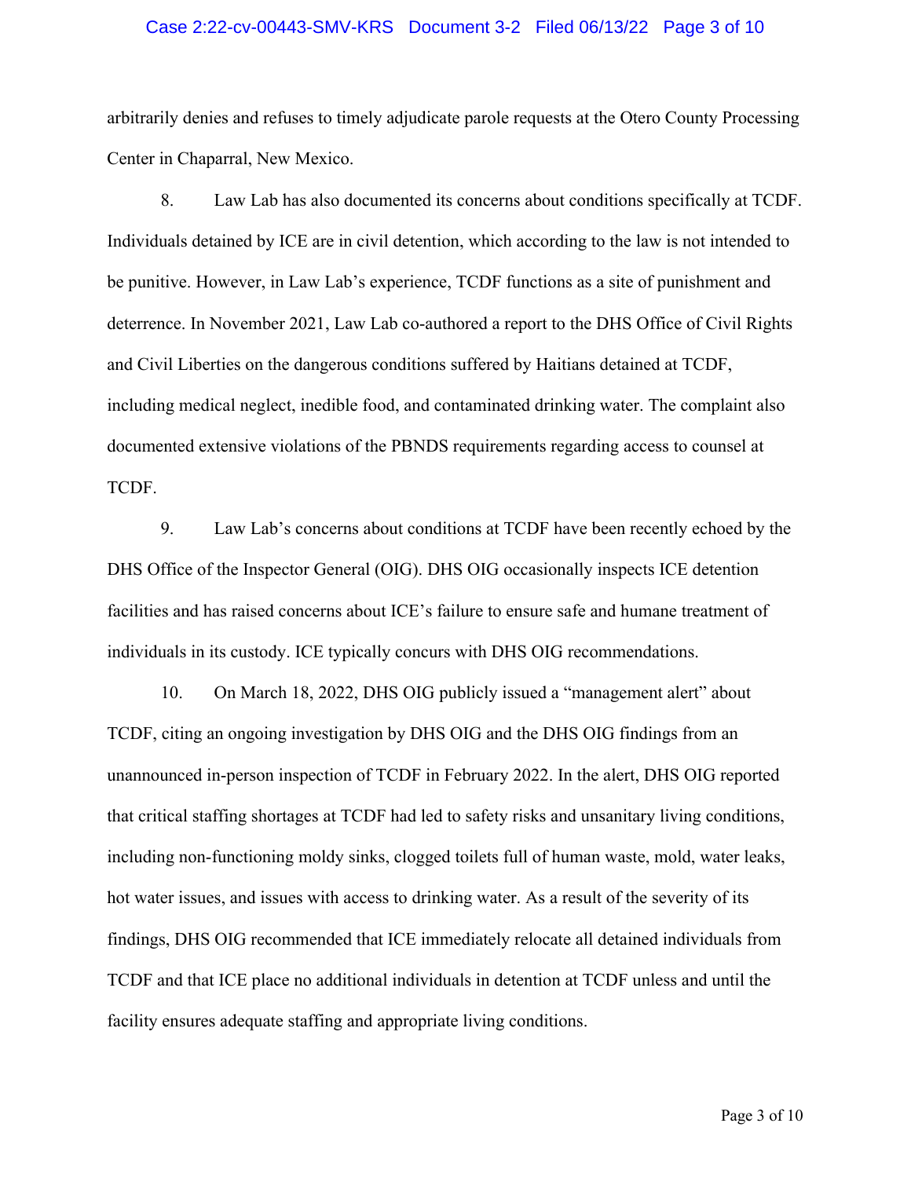arbitrarily denies and refuses to timely adjudicate parole requests at the Otero County Processing Center in Chaparral, New Mexico.

8. Law Lab has also documented its concerns about conditions specifically at TCDF. Individuals detained by ICE are in civil detention, which according to the law is not intended to be punitive. However, in Law Lab's experience, TCDF functions as a site of punishment and deterrence. In November 2021, Law Lab co-authored a report to the DHS Office of Civil Rights and Civil Liberties on the dangerous conditions suffered by Haitians detained at TCDF, including medical neglect, inedible food, and contaminated drinking water. The complaint also documented extensive violations of the PBNDS requirements regarding access to counsel at TCDF.

9. Law Lab's concerns about conditions at TCDF have been recently echoed by the DHS Office of the Inspector General (OIG). DHS OIG occasionally inspects ICE detention facilities and has raised concerns about ICE's failure to ensure safe and humane treatment of individuals in its custody. ICE typically concurs with DHS OIG recommendations.

10. On March 18, 2022, DHS OIG publicly issued a "management alert" about TCDF, citing an ongoing investigation by DHS OIG and the DHS OIG findings from an unannounced in-person inspection of TCDF in February 2022. In the alert, DHS OIG reported that critical staffing shortages at TCDF had led to safety risks and unsanitary living conditions, including non-functioning moldy sinks, clogged toilets full of human waste, mold, water leaks, hot water issues, and issues with access to drinking water. As a result of the severity of its findings, DHS OIG recommended that ICE immediately relocate all detained individuals from TCDF and that ICE place no additional individuals in detention at TCDF unless and until the facility ensures adequate staffing and appropriate living conditions.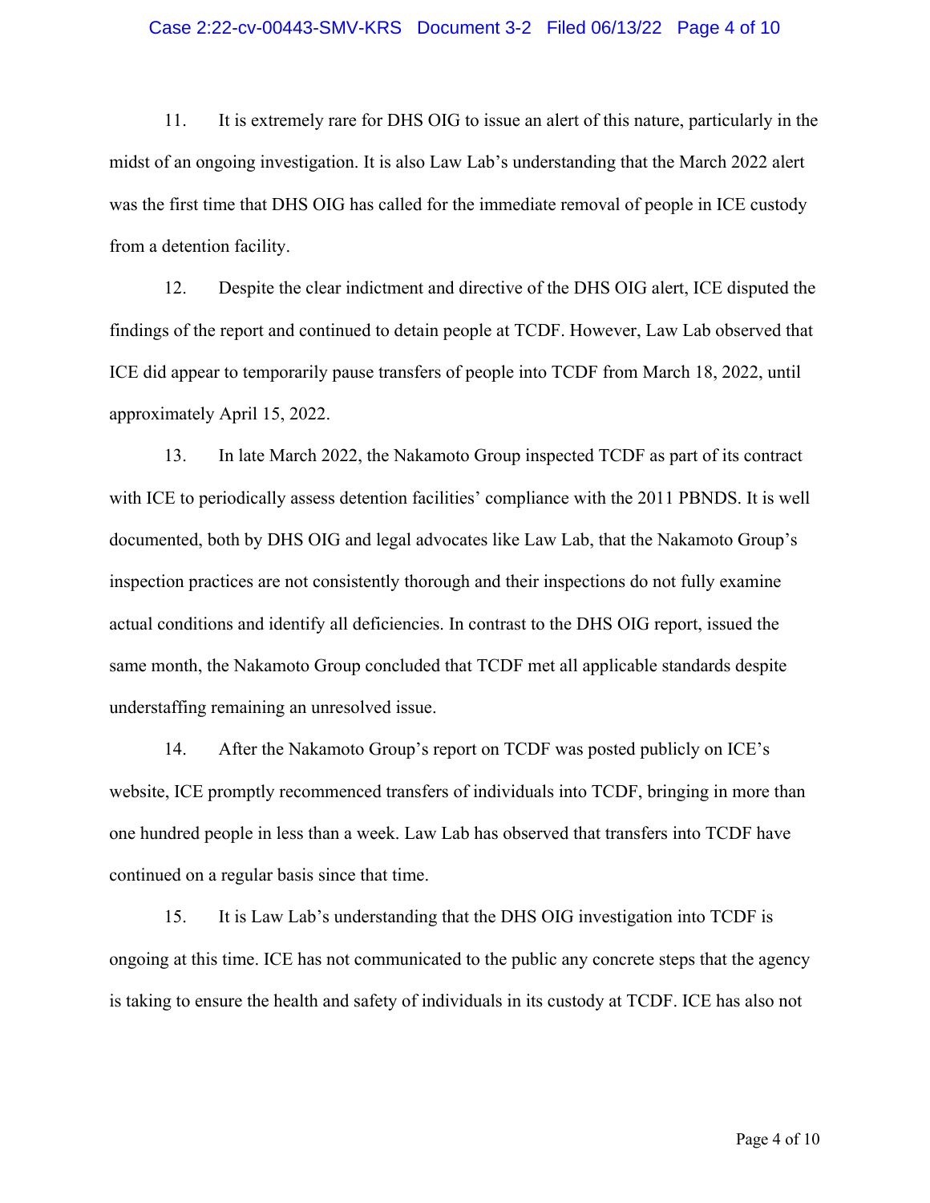11. It is extremely rare for DHS OIG to issue an alert of this nature, particularly in the midst of an ongoing investigation. It is also Law Lab's understanding that the March 2022 alert was the first time that DHS OIG has called for the immediate removal of people in ICE custody from a detention facility.

12. Despite the clear indictment and directive of the DHS OIG alert, ICE disputed the findings of the report and continued to detain people at TCDF. However, Law Lab observed that ICE did appear to temporarily pause transfers of people into TCDF from March 18, 2022, until approximately April 15, 2022.

13. In late March 2022, the Nakamoto Group inspected TCDF as part of its contract with ICE to periodically assess detention facilities' compliance with the 2011 PBNDS. It is well documented, both by DHS OIG and legal advocates like Law Lab, that the Nakamoto Group's inspection practices are not consistently thorough and their inspections do not fully examine actual conditions and identify all deficiencies. In contrast to the DHS OIG report, issued the same month, the Nakamoto Group concluded that TCDF met all applicable standards despite understaffing remaining an unresolved issue.

14. After the Nakamoto Group's report on TCDF was posted publicly on ICE's website, ICE promptly recommenced transfers of individuals into TCDF, bringing in more than one hundred people in less than a week. Law Lab has observed that transfers into TCDF have continued on a regular basis since that time.

15. It is Law Lab's understanding that the DHS OIG investigation into TCDF is ongoing at this time. ICE has not communicated to the public any concrete steps that the agency is taking to ensure the health and safety of individuals in its custody at TCDF. ICE has also not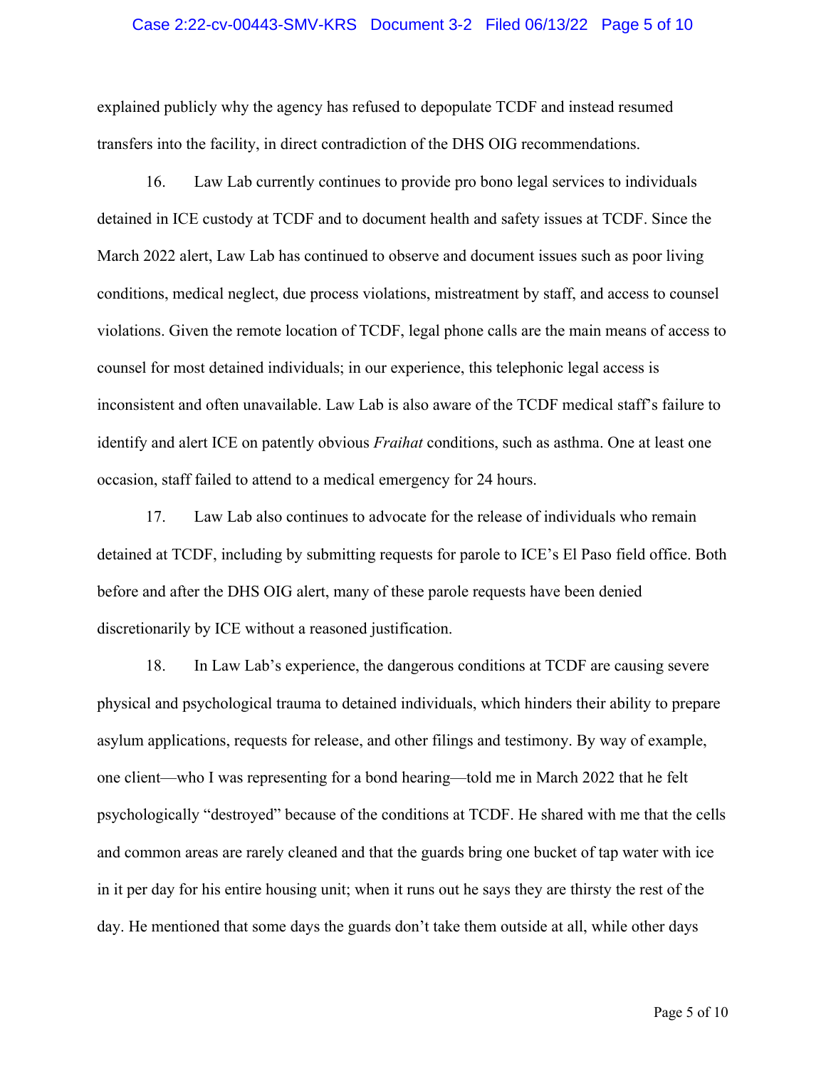explained publicly why the agency has refused to depopulate TCDF and instead resumed transfers into the facility, in direct contradiction of the DHS OIG recommendations.

16. Law Lab currently continues to provide pro bono legal services to individuals detained in ICE custody at TCDF and to document health and safety issues at TCDF. Since the March 2022 alert, Law Lab has continued to observe and document issues such as poor living conditions, medical neglect, due process violations, mistreatment by staff, and access to counsel violations. Given the remote location of TCDF, legal phone calls are the main means of access to counsel for most detained individuals; in our experience, this telephonic legal access is inconsistent and often unavailable. Law Lab is also aware of the TCDF medical staff's failure to identify and alert ICE on patently obvious *Fraihat* conditions, such as asthma. One at least one occasion, staff failed to attend to a medical emergency for 24 hours.

17. Law Lab also continues to advocate for the release of individuals who remain detained at TCDF, including by submitting requests for parole to ICE's El Paso field office. Both before and after the DHS OIG alert, many of these parole requests have been denied discretionarily by ICE without a reasoned justification.

18. In Law Lab's experience, the dangerous conditions at TCDF are causing severe physical and psychological trauma to detained individuals, which hinders their ability to prepare asylum applications, requests for release, and other filings and testimony. By way of example, one client—who I was representing for a bond hearing—told me in March 2022 that he felt psychologically "destroyed" because of the conditions at TCDF. He shared with me that the cells and common areas are rarely cleaned and that the guards bring one bucket of tap water with ice in it per day for his entire housing unit; when it runs out he says they are thirsty the rest of the day. He mentioned that some days the guards don't take them outside at all, while other days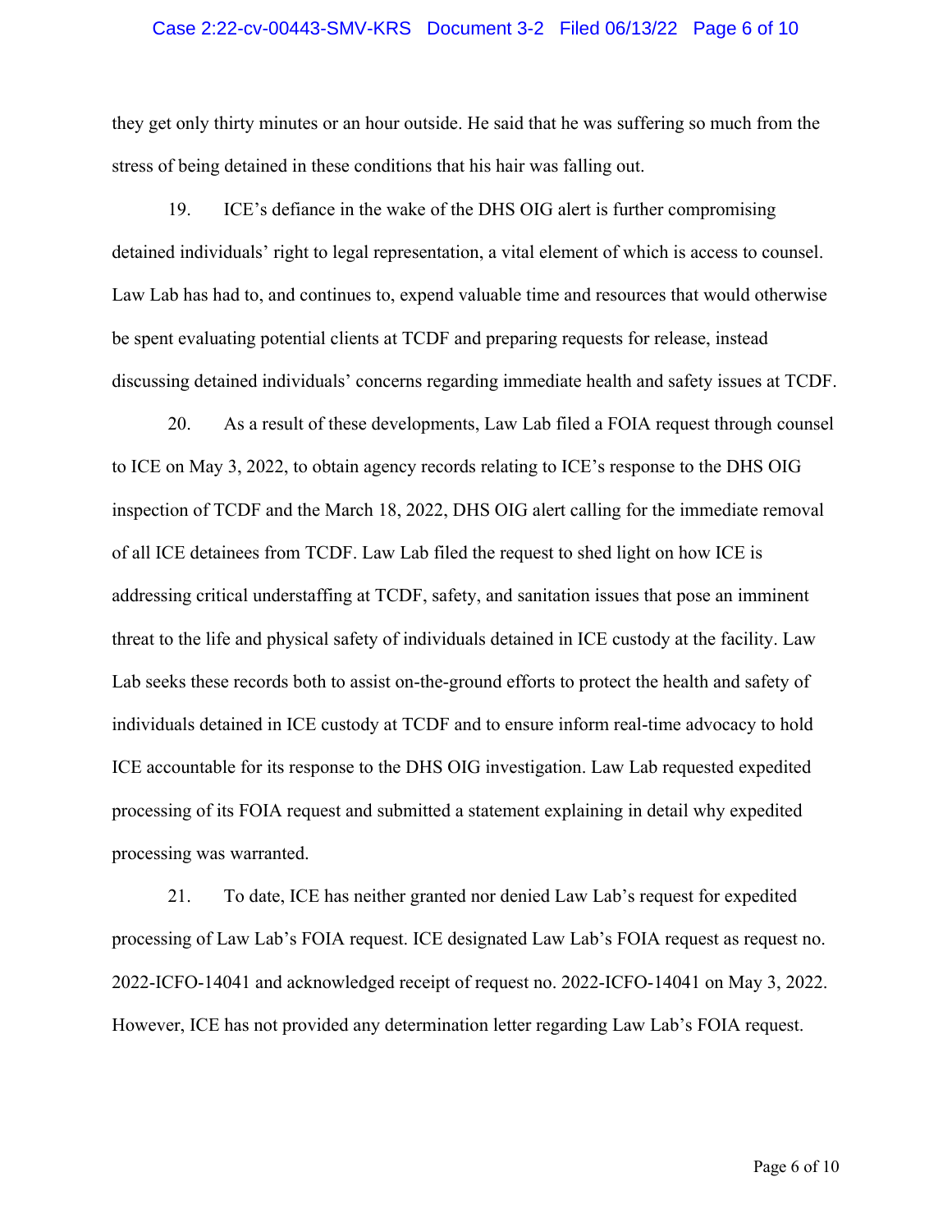they get only thirty minutes or an hour outside. He said that he was suffering so much from the stress of being detained in these conditions that his hair was falling out.

19. ICE's defiance in the wake of the DHS OIG alert is further compromising detained individuals' right to legal representation, a vital element of which is access to counsel. Law Lab has had to, and continues to, expend valuable time and resources that would otherwise be spent evaluating potential clients at TCDF and preparing requests for release, instead discussing detained individuals' concerns regarding immediate health and safety issues at TCDF.

20. As a result of these developments, Law Lab filed a FOIA request through counsel to ICE on May 3, 2022, to obtain agency records relating to ICE's response to the DHS OIG inspection of TCDF and the March 18, 2022, DHS OIG alert calling for the immediate removal of all ICE detainees from TCDF. Law Lab filed the request to shed light on how ICE is addressing critical understaffing at TCDF, safety, and sanitation issues that pose an imminent threat to the life and physical safety of individuals detained in ICE custody at the facility. Law Lab seeks these records both to assist on-the-ground efforts to protect the health and safety of individuals detained in ICE custody at TCDF and to ensure inform real-time advocacy to hold ICE accountable for its response to the DHS OIG investigation. Law Lab requested expedited processing of its FOIA request and submitted a statement explaining in detail why expedited processing was warranted.

21. To date, ICE has neither granted nor denied Law Lab's request for expedited processing of Law Lab's FOIA request. ICE designated Law Lab's FOIA request as request no. 2022-ICFO-14041 and acknowledged receipt of request no. 2022-ICFO-14041 on May 3, 2022. However, ICE has not provided any determination letter regarding Law Lab's FOIA request.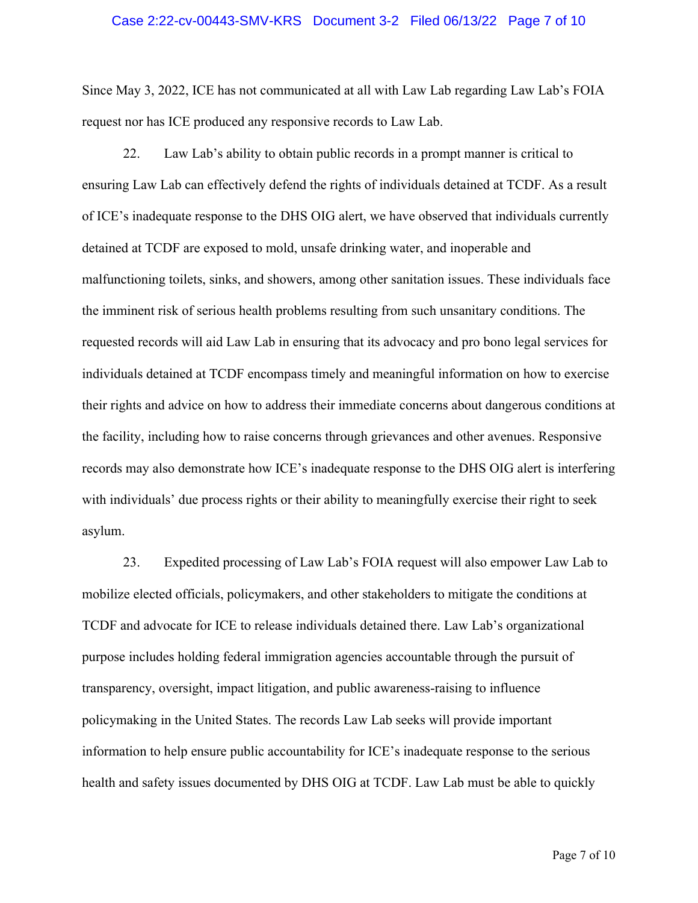Since May 3, 2022, ICE has not communicated at all with Law Lab regarding Law Lab's FOIA request nor has ICE produced any responsive records to Law Lab.

22. Law Lab's ability to obtain public records in a prompt manner is critical to ensuring Law Lab can effectively defend the rights of individuals detained at TCDF. As a result of ICE's inadequate response to the DHS OIG alert, we have observed that individuals currently detained at TCDF are exposed to mold, unsafe drinking water, and inoperable and malfunctioning toilets, sinks, and showers, among other sanitation issues. These individuals face the imminent risk of serious health problems resulting from such unsanitary conditions. The requested records will aid Law Lab in ensuring that its advocacy and pro bono legal services for individuals detained at TCDF encompass timely and meaningful information on how to exercise their rights and advice on how to address their immediate concerns about dangerous conditions at the facility, including how to raise concerns through grievances and other avenues. Responsive records may also demonstrate how ICE's inadequate response to the DHS OIG alert is interfering with individuals' due process rights or their ability to meaningfully exercise their right to seek asylum.

23. Expedited processing of Law Lab's FOIA request will also empower Law Lab to mobilize elected officials, policymakers, and other stakeholders to mitigate the conditions at TCDF and advocate for ICE to release individuals detained there. Law Lab's organizational purpose includes holding federal immigration agencies accountable through the pursuit of transparency, oversight, impact litigation, and public awareness-raising to influence policymaking in the United States. The records Law Lab seeks will provide important information to help ensure public accountability for ICE's inadequate response to the serious health and safety issues documented by DHS OIG at TCDF. Law Lab must be able to quickly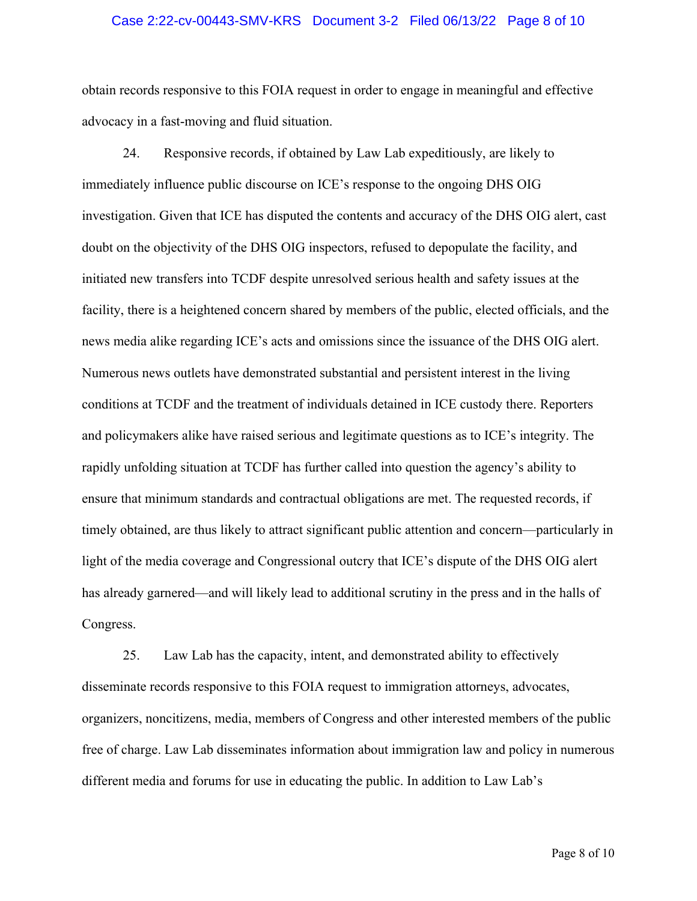obtain records responsive to this FOIA request in order to engage in meaningful and effective advocacy in a fast-moving and fluid situation.

24. Responsive records, if obtained by Law Lab expeditiously, are likely to immediately influence public discourse on ICE's response to the ongoing DHS OIG investigation. Given that ICE has disputed the contents and accuracy of the DHS OIG alert, cast doubt on the objectivity of the DHS OIG inspectors, refused to depopulate the facility, and initiated new transfers into TCDF despite unresolved serious health and safety issues at the facility, there is a heightened concern shared by members of the public, elected officials, and the news media alike regarding ICE's acts and omissions since the issuance of the DHS OIG alert. Numerous news outlets have demonstrated substantial and persistent interest in the living conditions at TCDF and the treatment of individuals detained in ICE custody there. Reporters and policymakers alike have raised serious and legitimate questions as to ICE's integrity. The rapidly unfolding situation at TCDF has further called into question the agency's ability to ensure that minimum standards and contractual obligations are met. The requested records, if timely obtained, are thus likely to attract significant public attention and concern—particularly in light of the media coverage and Congressional outcry that ICE's dispute of the DHS OIG alert has already garnered—and will likely lead to additional scrutiny in the press and in the halls of Congress.

25. Law Lab has the capacity, intent, and demonstrated ability to effectively disseminate records responsive to this FOIA request to immigration attorneys, advocates, organizers, noncitizens, media, members of Congress and other interested members of the public free of charge. Law Lab disseminates information about immigration law and policy in numerous different media and forums for use in educating the public. In addition to Law Lab's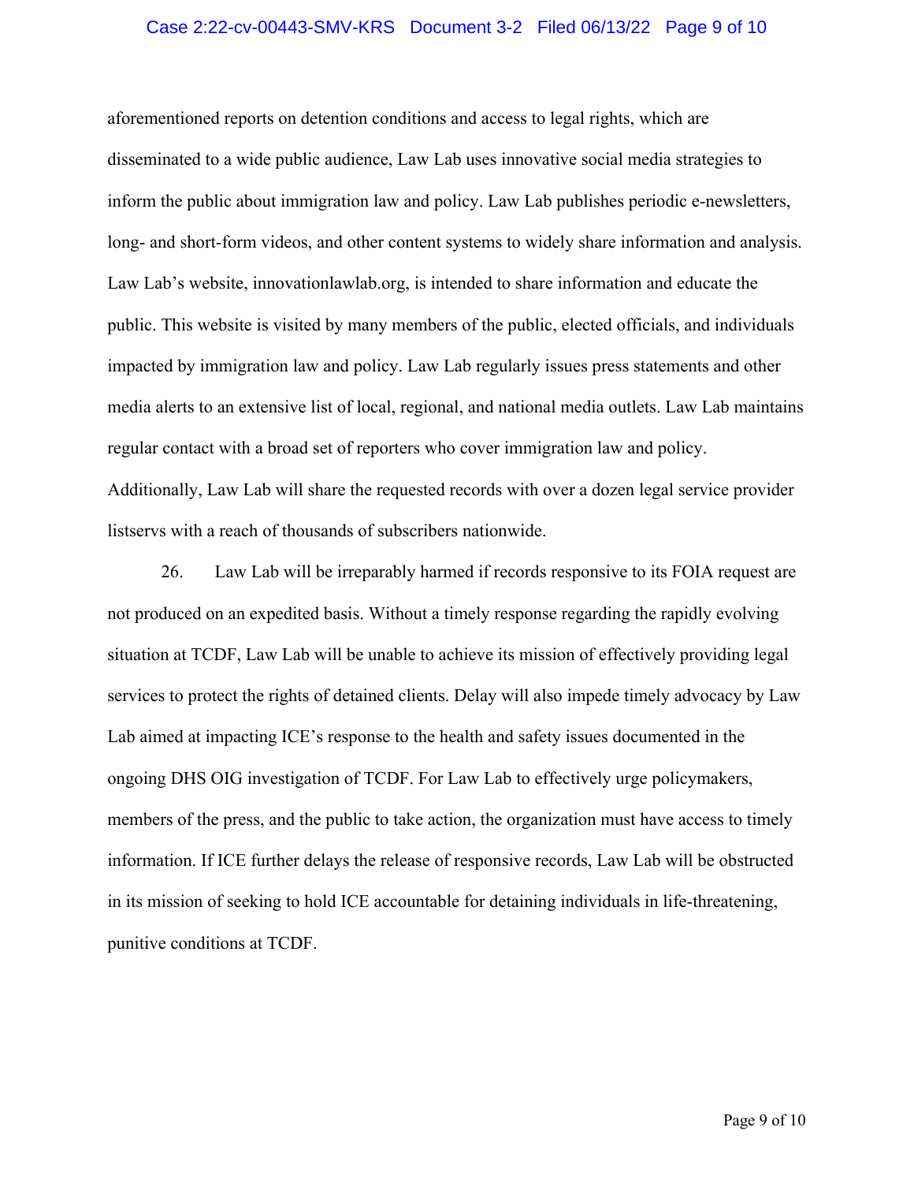aforementioned reports on detention conditions and access to legal rights, which are disseminated to a wide public audience, Law Lab uses innovative social media strategies to inform the public about immigration law and policy. Law Lab publishes periodic e-newsletters, long- and short-form videos, and other content systems to widely share information and analysis. Law Lab's website, innovationlawlab.org, is intended to share information and educate the public. This website is visited by many members of the public, elected officials, and individuals impacted by immigration law and policy. Law Lab regularly issues press statements and other media alerts to an extensive list of local, regional, and national media outlets. Law Lab maintains regular contact with a broad set of reporters who cover immigration law and policy. Additionally, Law Lab will share the requested records with over a dozen legal service provider listservs with a reach of thousands of subscribers nationwide.

26. Law Lab will be irreparably harmed if records responsive to its FOIA request are not produced on an expedited basis. Without a timely response regarding the rapidly evolving situation at TCDF, Law Lab will be unable to achieve its mission of effectively providing legal services to protect the rights of detained clients. Delay will also impede timely advocacy by Law Lab aimed at impacting ICE's response to the health and safety issues documented in the ongoing DHS OIG investigation of TCDF. For Law Lab to effectively urge policymakers, members of the press, and the public to take action, the organization must have access to timely information. If ICE further delays the release of responsive records, Law Lab will be obstructed in its mission of seeking to hold ICE accountable for detaining individuals in life-threatening, punitive conditions at TCDF.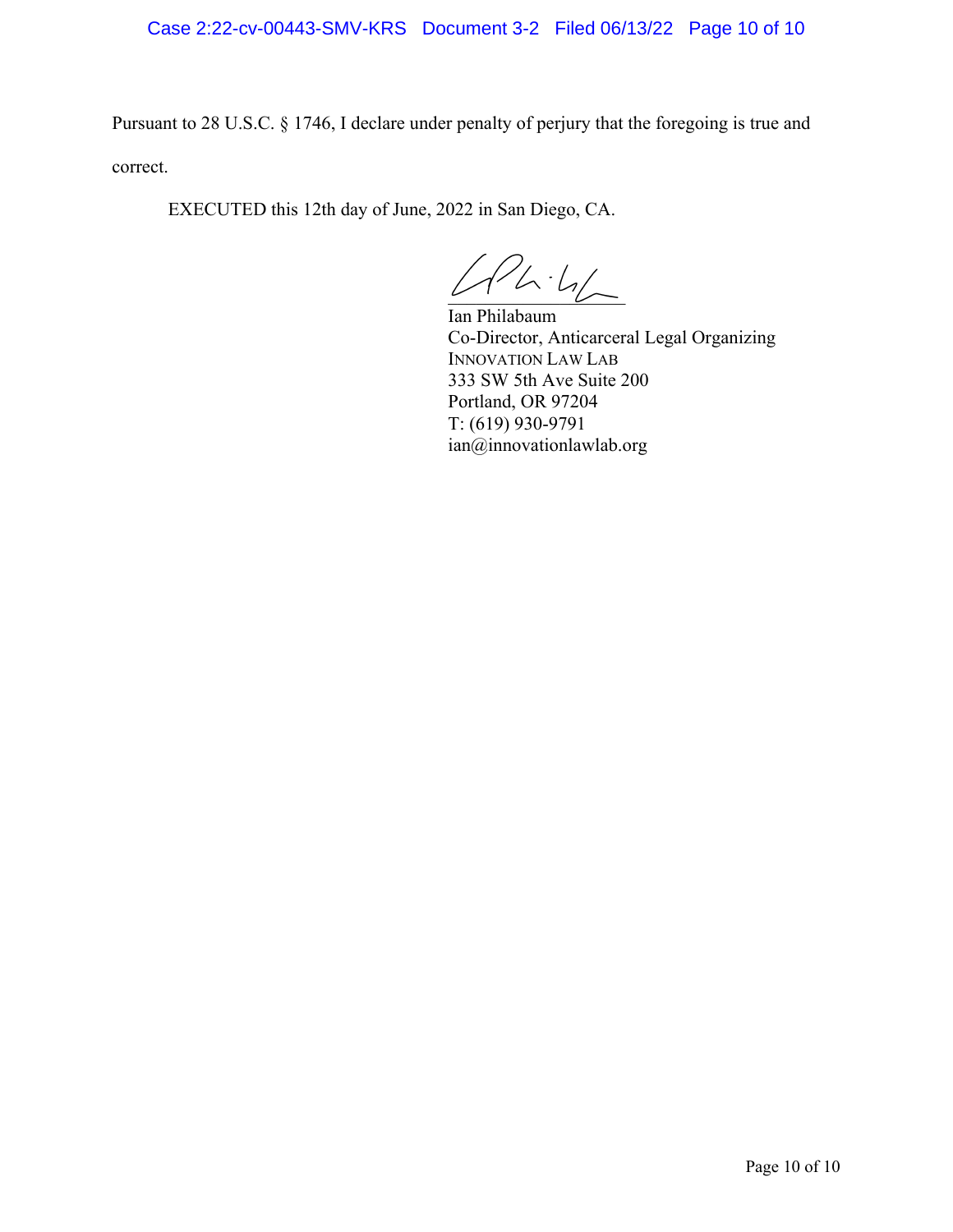Pursuant to 28 U.S.C. § 1746, I declare under penalty of perjury that the foregoing is true and correct.

EXECUTED this 12th day of June, 2022 in San Diego, CA.

Ian Philabaum
Co-Director, Anticarceral Legal Organizing
INNOVATION LAW LAB
333 SW 5th Ave Suite 200
Portland, OR 97204
T: (619) 930-9791
ian@innovationlawlab.org